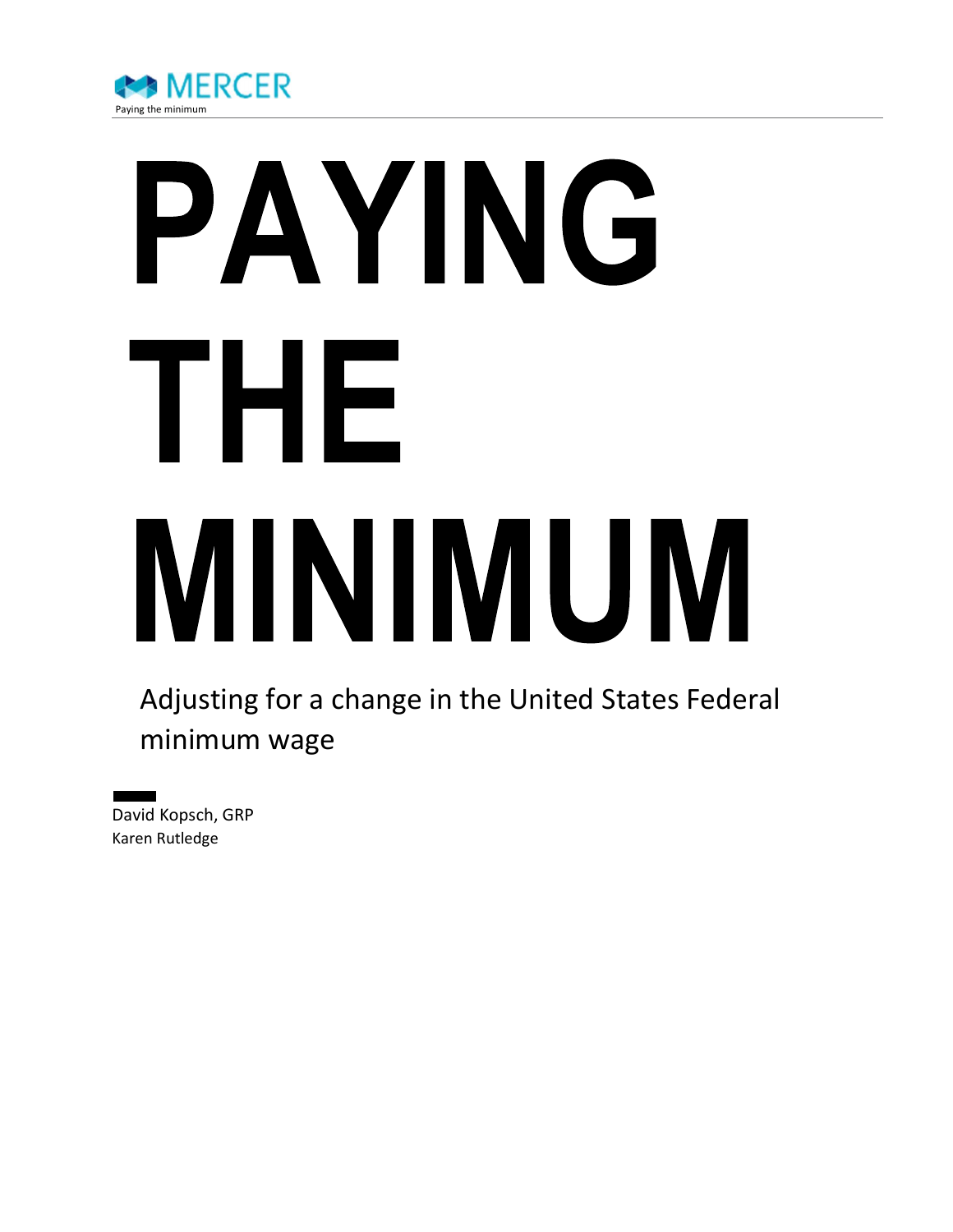# PAYING THE MINIMUM

Adjusting for a change in the United States Federal minimum wage

David Kopsch, GRP
Karen Rutledge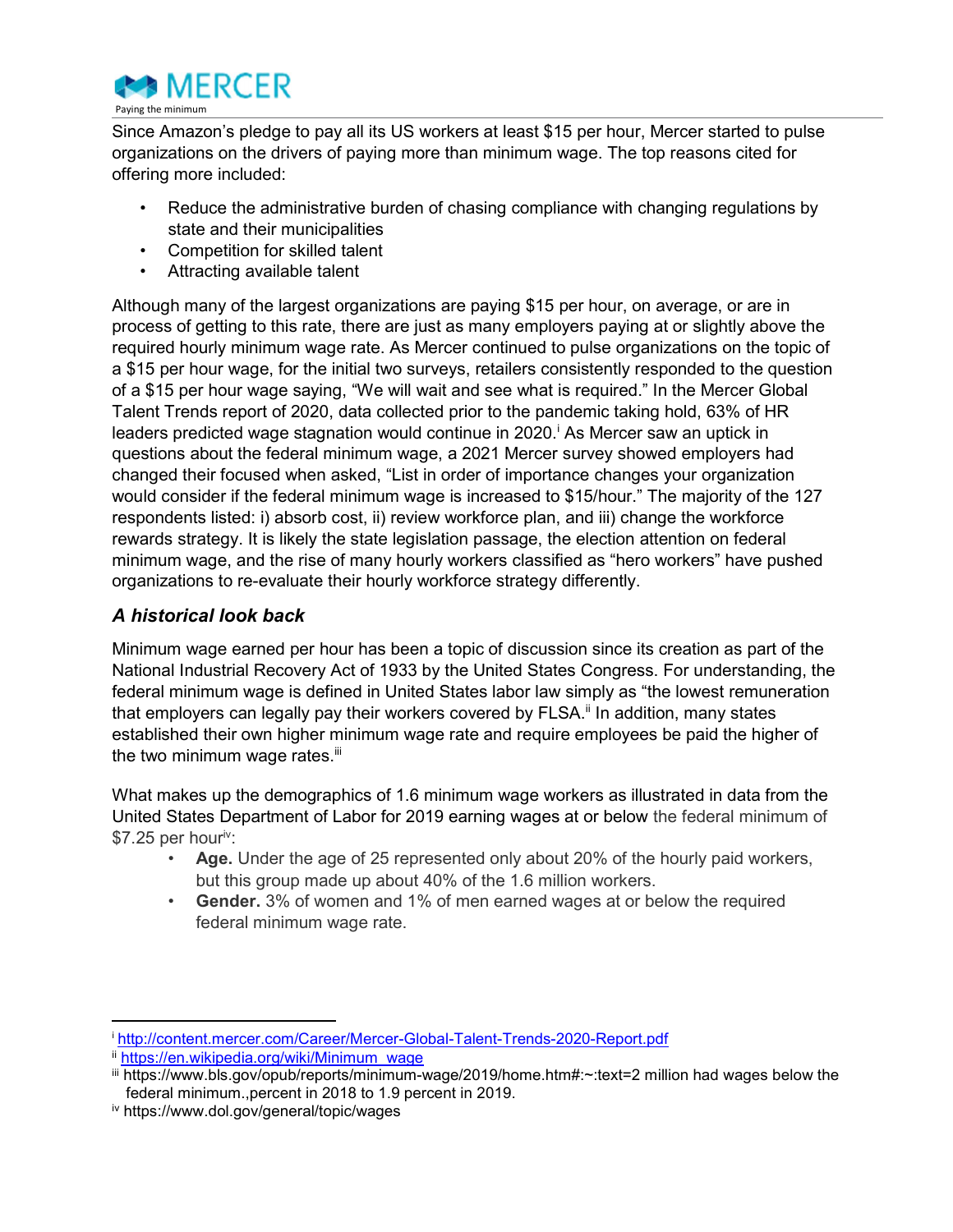Since Amazon's pledge to pay all its US workers at least $15 per hour, Mercer started to pulse organizations on the drivers of paying more than minimum wage. The top reasons cited for offering more included:

- Reduce the administrative burden of chasing compliance with changing regulations by state and their municipalities
- Competition for skilled talent
- Attracting available talent

Although many of the largest organizations are paying $15 per hour, on average, or are in process of getting to this rate, there are just as many employers paying at or slightly above the required hourly minimum wage rate. As Mercer continued to pulse organizations on the topic of a $15 per hour wage, for the initial two surveys, retailers consistently responded to the question of a $15 per hour wage saying, "We will wait and see what is required." In the Mercer Global Talent Trends report of 2020, data collected prior to the pandemic taking hold, 63% of HR leaders predicted wage stagnation would continue in 2020.[i] As Mercer saw an uptick in questions about the federal minimum wage, a 2021 Mercer survey showed employers had changed their focused when asked, "List in order of importance changes your organization would consider if the federal minimum wage is increased to $15/hour." The majority of the 127 respondents listed: i) absorb cost, ii) review workforce plan, and iii) change the workforce rewards strategy. It is likely the state legislation passage, the election attention on federal minimum wage, and the rise of many hourly workers classified as "hero workers" have pushed organizations to re-evaluate their hourly workforce strategy differently.

### *A historical look back*

Minimum wage earned per hour has been a topic of discussion since its creation as part of the National Industrial Recovery Act of 1933 by the United States Congress. For understanding, the federal minimum wage is defined in United States labor law simply as "the lowest remuneration that employers can legally pay their workers covered by FLSA.[ii] In addition, many states established their own higher minimum wage rate and require employees be paid the higher of the two minimum wage rates.[iii]

What makes up the demographics of 1.6 minimum wage workers as illustrated in data from the United States Department of Labor for 2019 earning wages at or below the federal minimum of $7.25 per hour[iv]:

- **Age.** Under the age of 25 represented only about 20% of the hourly paid workers, but this group made up about 40% of the 1.6 million workers.
- **Gender.** 3% of women and 1% of men earned wages at or below the required federal minimum wage rate.

---

[i] http://content.mercer.com/Career/Mercer-Global-Talent-Trends-2020-Report.pdf

[ii] https://en.wikipedia.org/wiki/Minimum_wage

[iii] https://www.bls.gov/opub/reports/minimum-wage/2019/home.htm#:~:text=2 million had wages below the federal minimum.,percent in 2018 to 1.9 percent in 2019.

[iv] https://www.dol.gov/general/topic/wages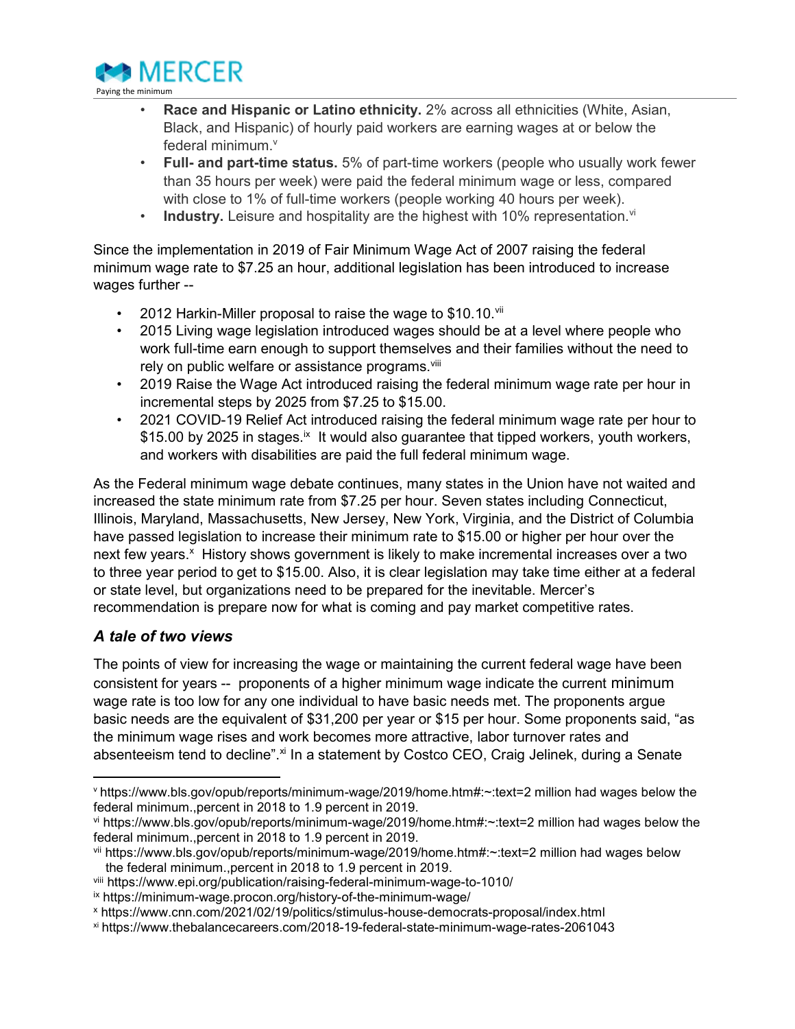- **Race and Hispanic or Latino ethnicity.** 2% across all ethnicities (White, Asian, Black, and Hispanic) of hourly paid workers are earning wages at or below the federal minimum.[v]
- **Full- and part-time status.** 5% of part-time workers (people who usually work fewer than 35 hours per week) were paid the federal minimum wage or less, compared with close to 1% of full-time workers (people working 40 hours per week).
- **Industry.** Leisure and hospitality are the highest with 10% representation.[vi]

Since the implementation in 2019 of Fair Minimum Wage Act of 2007 raising the federal minimum wage rate to $7.25 an hour, additional legislation has been introduced to increase wages further --

- 2012 Harkin-Miller proposal to raise the wage to $10.10.[vii]
- 2015 Living wage legislation introduced wages should be at a level where people who work full-time earn enough to support themselves and their families without the need to rely on public welfare or assistance programs.[viii]
- 2019 Raise the Wage Act introduced raising the federal minimum wage rate per hour in incremental steps by 2025 from $7.25 to $15.00.
- 2021 COVID-19 Relief Act introduced raising the federal minimum wage rate per hour to $15.00 by 2025 in stages.[ix] It would also guarantee that tipped workers, youth workers, and workers with disabilities are paid the full federal minimum wage.

As the Federal minimum wage debate continues, many states in the Union have not waited and increased the state minimum rate from $7.25 per hour. Seven states including Connecticut, Illinois, Maryland, Massachusetts, New Jersey, New York, Virginia, and the District of Columbia have passed legislation to increase their minimum rate to $15.00 or higher per hour over the next few years.[x] History shows government is likely to make incremental increases over a two to three year period to get to $15.00. Also, it is clear legislation may take time either at a federal or state level, but organizations need to be prepared for the inevitable. Mercer's recommendation is prepare now for what is coming and pay market competitive rates.

### *A tale of two views*

The points of view for increasing the wage or maintaining the current federal wage have been consistent for years -- proponents of a higher minimum wage indicate the current minimum wage rate is too low for any one individual to have basic needs met. The proponents argue basic needs are the equivalent of $31,200 per year or $15 per hour. Some proponents said, "as the minimum wage rises and work becomes more attractive, labor turnover rates and absenteeism tend to decline".[xi] In a statement by Costco CEO, Craig Jelinek, during a Senate

---

[v] https://www.bls.gov/opub/reports/minimum-wage/2019/home.htm#:~:text=2 million had wages below the federal minimum.,percent in 2018 to 1.9 percent in 2019.

[vi] https://www.bls.gov/opub/reports/minimum-wage/2019/home.htm#:~:text=2 million had wages below the federal minimum.,percent in 2018 to 1.9 percent in 2019.

[vii] https://www.bls.gov/opub/reports/minimum-wage/2019/home.htm#:~:text=2 million had wages below the federal minimum.,percent in 2018 to 1.9 percent in 2019.

[viii] https://www.epi.org/publication/raising-federal-minimum-wage-to-1010/

[ix] https://minimum-wage.procon.org/history-of-the-minimum-wage/

[x] https://www.cnn.com/2021/02/19/politics/stimulus-house-democrats-proposal/index.html

[xi] https://www.thebalancecareers.com/2018-19-federal-state-minimum-wage-rates-2061043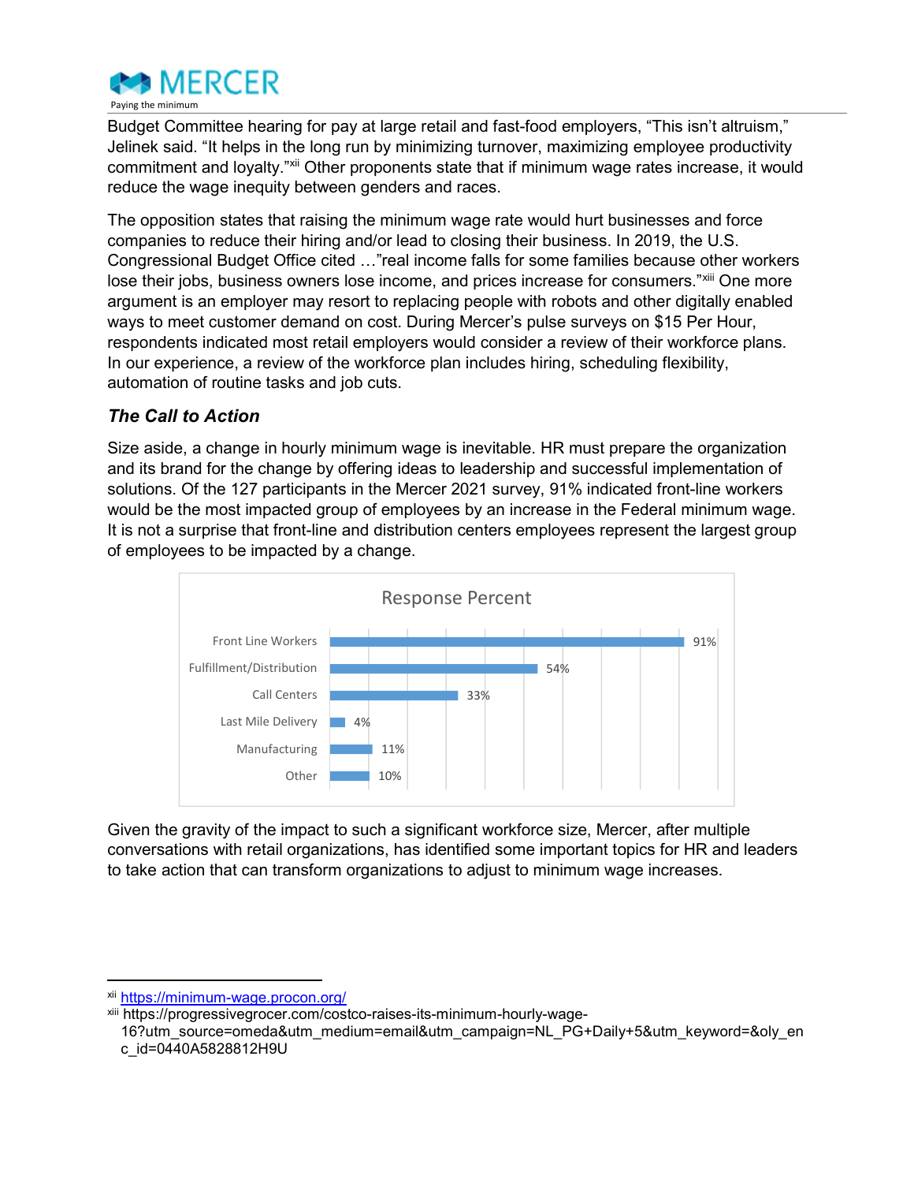Budget Committee hearing for pay at large retail and fast-food employers, "This isn't altruism," Jelinek said. "It helps in the long run by minimizing turnover, maximizing employee productivity commitment and loyalty."[xii] Other proponents state that if minimum wage rates increase, it would reduce the wage inequity between genders and races.

The opposition states that raising the minimum wage rate would hurt businesses and force companies to reduce their hiring and/or lead to closing their business. In 2019, the U.S. Congressional Budget Office cited …"real income falls for some families because other workers lose their jobs, business owners lose income, and prices increase for consumers."[xiii] One more argument is an employer may resort to replacing people with robots and other digitally enabled ways to meet customer demand on cost. During Mercer's pulse surveys on $15 Per Hour, respondents indicated most retail employers would consider a review of their workforce plans. In our experience, a review of the workforce plan includes hiring, scheduling flexibility, automation of routine tasks and job cuts.

### *The Call to Action*

Size aside, a change in hourly minimum wage is inevitable. HR must prepare the organization and its brand for the change by offering ideas to leadership and successful implementation of solutions. Of the 127 participants in the Mercer 2021 survey, 91% indicated front-line workers would be the most impacted group of employees by an increase in the Federal minimum wage. It is not a surprise that front-line and distribution centers employees represent the largest group of employees to be impacted by a change.

**Response Percent**

| Group | Response Percent |
|---|---|
| Front Line Workers | 91% |
| Fulfillment/Distribution | 54% |
| Call Centers | 33% |
| Last Mile Delivery | 4% |
| Manufacturing | 11% |
| Other | 10% |

Given the gravity of the impact to such a significant workforce size, Mercer, after multiple conversations with retail organizations, has identified some important topics for HR and leaders to take action that can transform organizations to adjust to minimum wage increases.

---

[xii] https://minimum-wage.procon.org/

[xiii] https://progressivegrocer.com/costco-raises-its-minimum-hourly-wage-16?utm_source=omeda&utm_medium=email&utm_campaign=NL_PG+Daily+5&utm_keyword=&oly_enc_id=0440A5828812H9U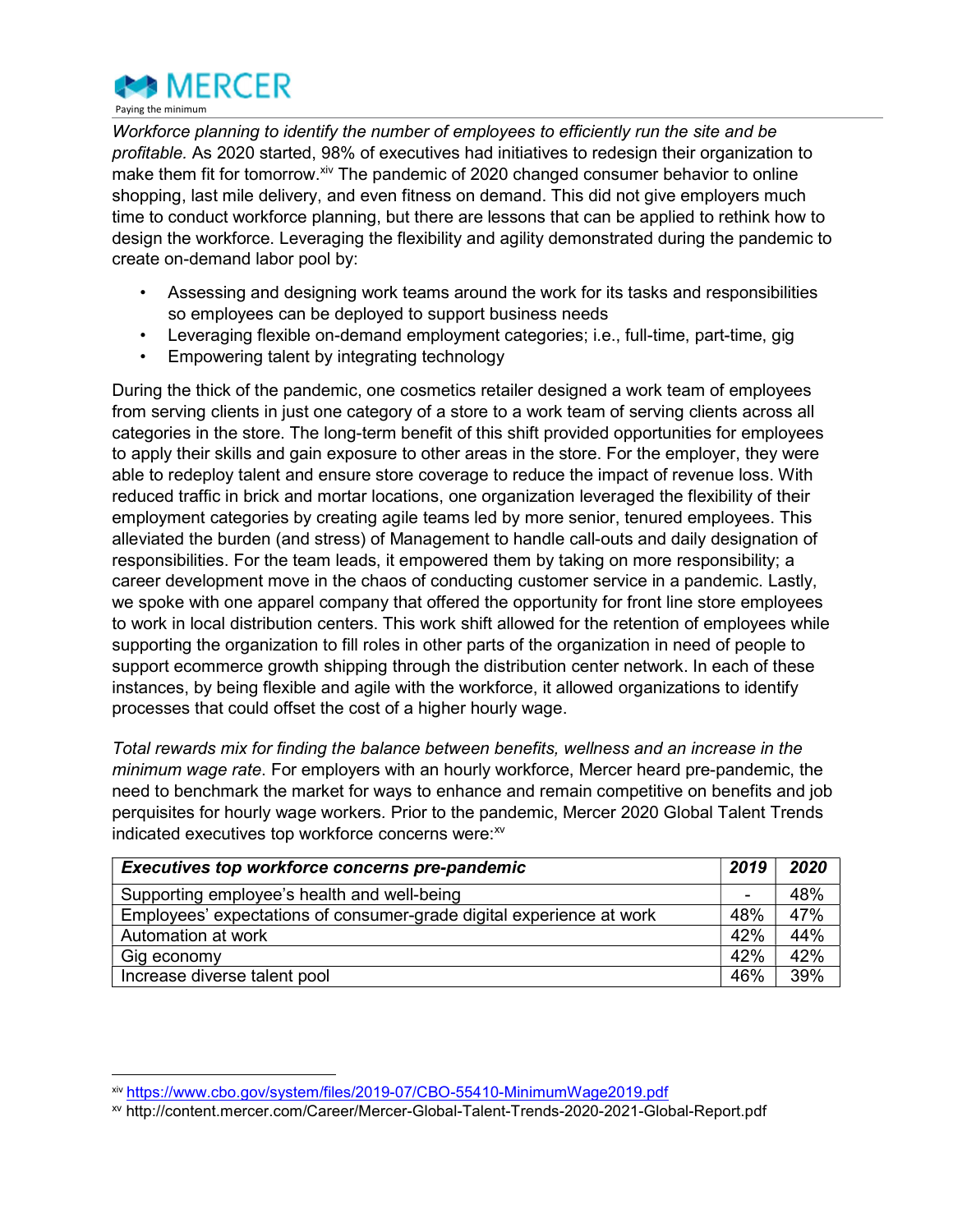*Workforce planning to identify the number of employees to efficiently run the site and be profitable.* As 2020 started, 98% of executives had initiatives to redesign their organization to make them fit for tomorrow.[xiv] The pandemic of 2020 changed consumer behavior to online shopping, last mile delivery, and even fitness on demand. This did not give employers much time to conduct workforce planning, but there are lessons that can be applied to rethink how to design the workforce. Leveraging the flexibility and agility demonstrated during the pandemic to create on-demand labor pool by:

- Assessing and designing work teams around the work for its tasks and responsibilities so employees can be deployed to support business needs
- Leveraging flexible on-demand employment categories; i.e., full-time, part-time, gig
- Empowering talent by integrating technology

During the thick of the pandemic, one cosmetics retailer designed a work team of employees from serving clients in just one category of a store to a work team of serving clients across all categories in the store. The long-term benefit of this shift provided opportunities for employees to apply their skills and gain exposure to other areas in the store. For the employer, they were able to redeploy talent and ensure store coverage to reduce the impact of revenue loss. With reduced traffic in brick and mortar locations, one organization leveraged the flexibility of their employment categories by creating agile teams led by more senior, tenured employees. This alleviated the burden (and stress) of Management to handle call-outs and daily designation of responsibilities. For the team leads, it empowered them by taking on more responsibility; a career development move in the chaos of conducting customer service in a pandemic. Lastly, we spoke with one apparel company that offered the opportunity for front line store employees to work in local distribution centers. This work shift allowed for the retention of employees while supporting the organization to fill roles in other parts of the organization in need of people to support ecommerce growth shipping through the distribution center network. In each of these instances, by being flexible and agile with the workforce, it allowed organizations to identify processes that could offset the cost of a higher hourly wage.

*Total rewards mix for finding the balance between benefits, wellness and an increase in the minimum wage rate.* For employers with an hourly workforce, Mercer heard pre-pandemic, the need to benchmark the market for ways to enhance and remain competitive on benefits and job perquisites for hourly wage workers. Prior to the pandemic, Mercer 2020 Global Talent Trends indicated executives top workforce concerns were:[xv]

| ***Executives top workforce concerns pre-pandemic*** | ***2019*** | ***2020*** |
|---|---|---|
| Supporting employee's health and well-being | - | 48% |
| Employees' expectations of consumer-grade digital experience at work | 48% | 47% |
| Automation at work | 42% | 44% |
| Gig economy | 42% | 42% |
| Increase diverse talent pool | 46% | 39% |

---

[xiv] https://www.cbo.gov/system/files/2019-07/CBO-55410-MinimumWage2019.pdf

[xv] http://content.mercer.com/Career/Mercer-Global-Talent-Trends-2020-2021-Global-Report.pdf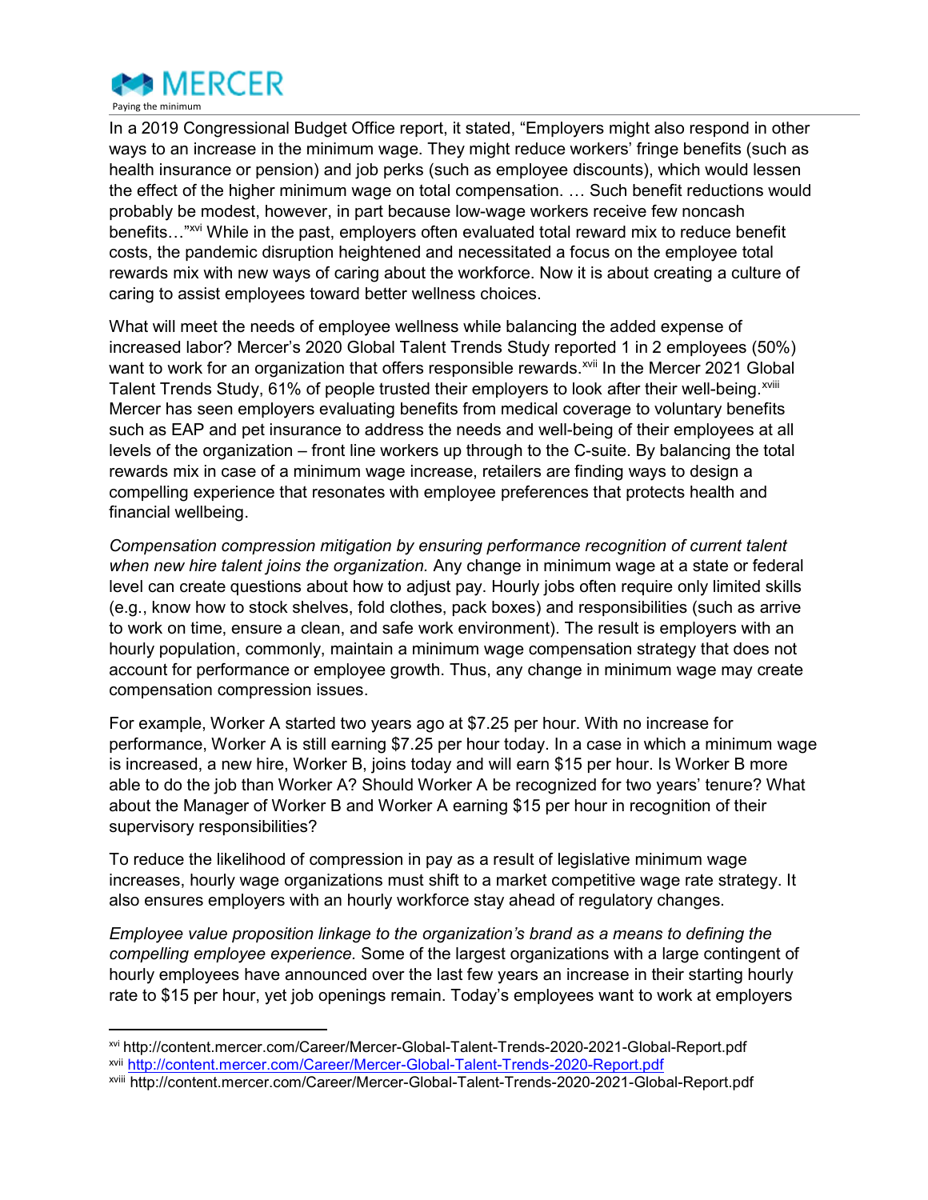In a 2019 Congressional Budget Office report, it stated, "Employers might also respond in other ways to an increase in the minimum wage. They might reduce workers' fringe benefits (such as health insurance or pension) and job perks (such as employee discounts), which would lessen the effect of the higher minimum wage on total compensation. … Such benefit reductions would probably be modest, however, in part because low-wage workers receive few noncash benefits…"[xvi] While in the past, employers often evaluated total reward mix to reduce benefit costs, the pandemic disruption heightened and necessitated a focus on the employee total rewards mix with new ways of caring about the workforce. Now it is about creating a culture of caring to assist employees toward better wellness choices.

What will meet the needs of employee wellness while balancing the added expense of increased labor? Mercer's 2020 Global Talent Trends Study reported 1 in 2 employees (50%) want to work for an organization that offers responsible rewards.[xvii] In the Mercer 2021 Global Talent Trends Study, 61% of people trusted their employers to look after their well-being.[xviii] Mercer has seen employers evaluating benefits from medical coverage to voluntary benefits such as EAP and pet insurance to address the needs and well-being of their employees at all levels of the organization – front line workers up through to the C-suite. By balancing the total rewards mix in case of a minimum wage increase, retailers are finding ways to design a compelling experience that resonates with employee preferences that protects health and financial wellbeing.

*Compensation compression mitigation by ensuring performance recognition of current talent when new hire talent joins the organization.* Any change in minimum wage at a state or federal level can create questions about how to adjust pay. Hourly jobs often require only limited skills (e.g., know how to stock shelves, fold clothes, pack boxes) and responsibilities (such as arrive to work on time, ensure a clean, and safe work environment). The result is employers with an hourly population, commonly, maintain a minimum wage compensation strategy that does not account for performance or employee growth. Thus, any change in minimum wage may create compensation compression issues.

For example, Worker A started two years ago at $7.25 per hour. With no increase for performance, Worker A is still earning $7.25 per hour today. In a case in which a minimum wage is increased, a new hire, Worker B, joins today and will earn $15 per hour. Is Worker B more able to do the job than Worker A? Should Worker A be recognized for two years' tenure? What about the Manager of Worker B and Worker A earning $15 per hour in recognition of their supervisory responsibilities?

To reduce the likelihood of compression in pay as a result of legislative minimum wage increases, hourly wage organizations must shift to a market competitive wage rate strategy. It also ensures employers with an hourly workforce stay ahead of regulatory changes.

*Employee value proposition linkage to the organization's brand as a means to defining the compelling employee experience.* Some of the largest organizations with a large contingent of hourly employees have announced over the last few years an increase in their starting hourly rate to $15 per hour, yet job openings remain. Today's employees want to work at employers

---

[xvi] http://content.mercer.com/Career/Mercer-Global-Talent-Trends-2020-2021-Global-Report.pdf

[xvii] http://content.mercer.com/Career/Mercer-Global-Talent-Trends-2020-Report.pdf

[xviii] http://content.mercer.com/Career/Mercer-Global-Talent-Trends-2020-2021-Global-Report.pdf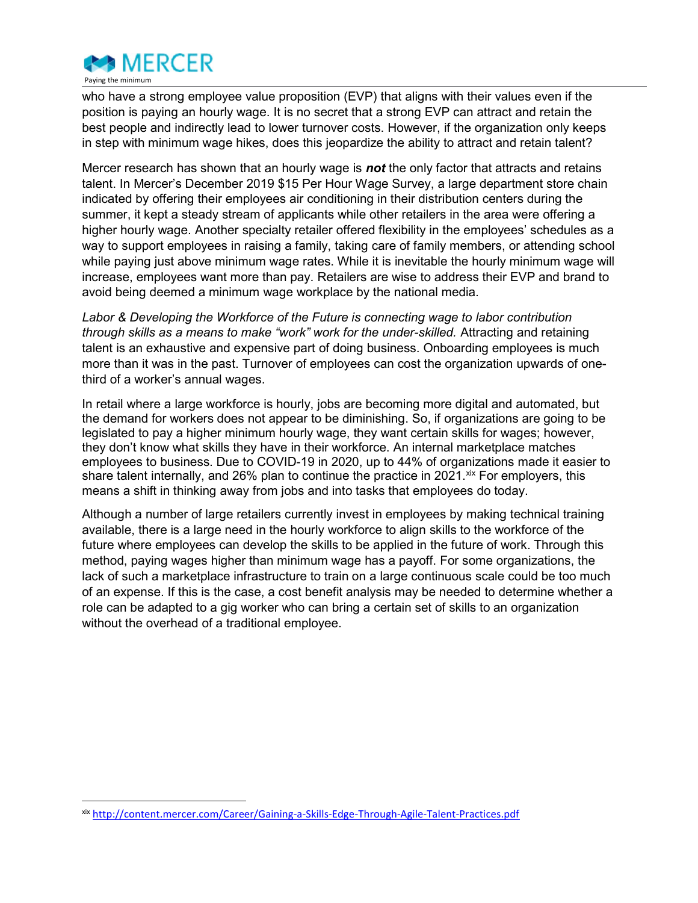who have a strong employee value proposition (EVP) that aligns with their values even if the position is paying an hourly wage. It is no secret that a strong EVP can attract and retain the best people and indirectly lead to lower turnover costs. However, if the organization only keeps in step with minimum wage hikes, does this jeopardize the ability to attract and retain talent?

Mercer research has shown that an hourly wage is ***not*** the only factor that attracts and retains talent. In Mercer's December 2019 $15 Per Hour Wage Survey, a large department store chain indicated by offering their employees air conditioning in their distribution centers during the summer, it kept a steady stream of applicants while other retailers in the area were offering a higher hourly wage. Another specialty retailer offered flexibility in the employees' schedules as a way to support employees in raising a family, taking care of family members, or attending school while paying just above minimum wage rates. While it is inevitable the hourly minimum wage will increase, employees want more than pay. Retailers are wise to address their EVP and brand to avoid being deemed a minimum wage workplace by the national media.

*Labor & Developing the Workforce of the Future is connecting wage to labor contribution through skills as a means to make "work" work for the under-skilled.* Attracting and retaining talent is an exhaustive and expensive part of doing business. Onboarding employees is much more than it was in the past. Turnover of employees can cost the organization upwards of one-third of a worker's annual wages.

In retail where a large workforce is hourly, jobs are becoming more digital and automated, but the demand for workers does not appear to be diminishing. So, if organizations are going to be legislated to pay a higher minimum hourly wage, they want certain skills for wages; however, they don't know what skills they have in their workforce. An internal marketplace matches employees to business. Due to COVID-19 in 2020, up to 44% of organizations made it easier to share talent internally, and 26% plan to continue the practice in 2021.[xix] For employers, this means a shift in thinking away from jobs and into tasks that employees do today.

Although a number of large retailers currently invest in employees by making technical training available, there is a large need in the hourly workforce to align skills to the workforce of the future where employees can develop the skills to be applied in the future of work. Through this method, paying wages higher than minimum wage has a payoff. For some organizations, the lack of such a marketplace infrastructure to train on a large continuous scale could be too much of an expense. If this is the case, a cost benefit analysis may be needed to determine whether a role can be adapted to a gig worker who can bring a certain set of skills to an organization without the overhead of a traditional employee.

---

[xix] http://content.mercer.com/Career/Gaining-a-Skills-Edge-Through-Agile-Talent-Practices.pdf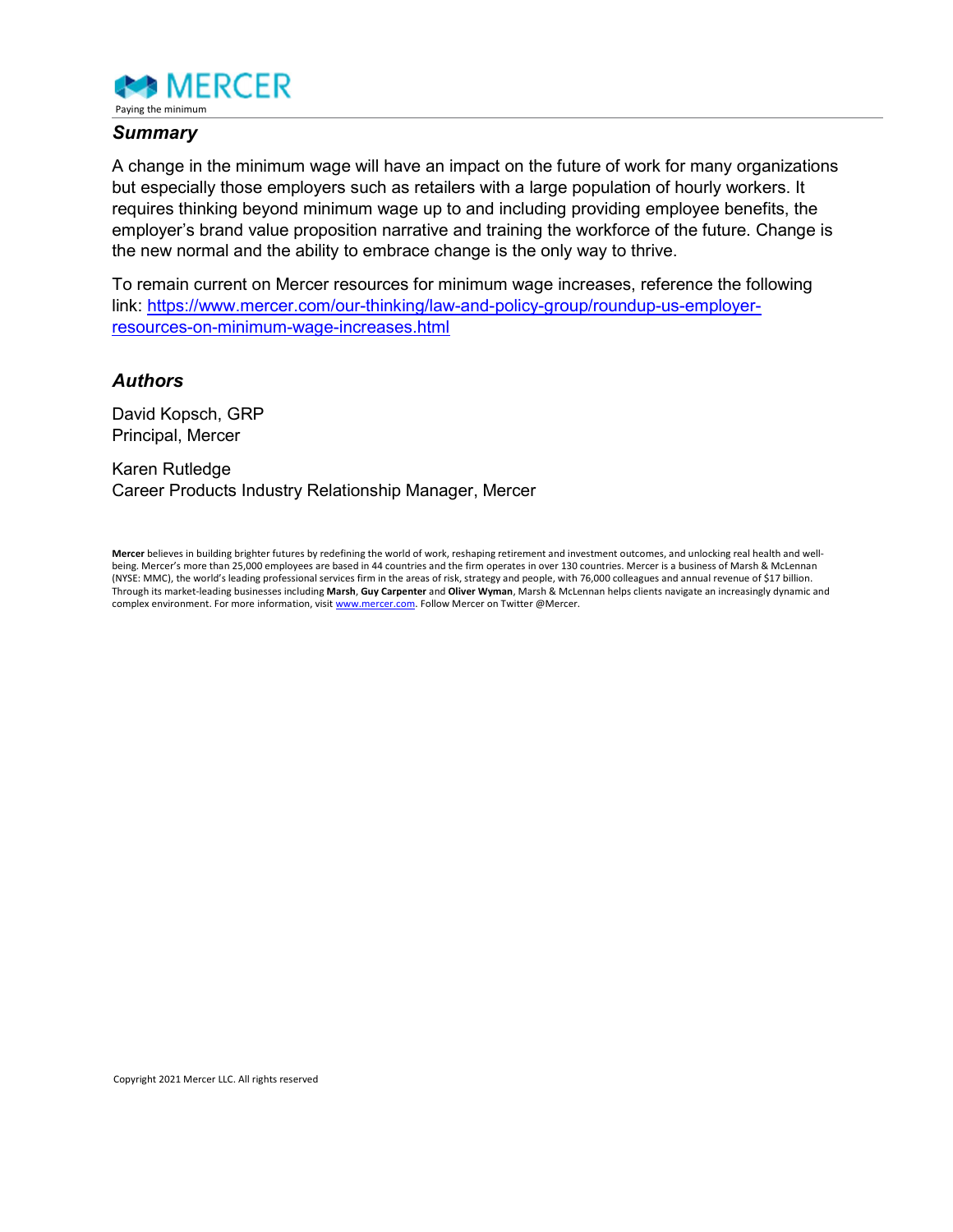### *Summary*

A change in the minimum wage will have an impact on the future of work for many organizations but especially those employers such as retailers with a large population of hourly workers. It requires thinking beyond minimum wage up to and including providing employee benefits, the employer's brand value proposition narrative and training the workforce of the future. Change is the new normal and the ability to embrace change is the only way to thrive.

To remain current on Mercer resources for minimum wage increases, reference the following link: [https://www.mercer.com/our-thinking/law-and-policy-group/roundup-us-employer-resources-on-minimum-wage-increases.html](https://www.mercer.com/our-thinking/law-and-policy-group/roundup-us-employer-resources-on-minimum-wage-increases.html)

### *Authors*

David Kopsch, GRP
Principal, Mercer

Karen Rutledge
Career Products Industry Relationship Manager, Mercer

**Mercer** believes in building brighter futures by redefining the world of work, reshaping retirement and investment outcomes, and unlocking real health and well-being. Mercer's more than 25,000 employees are based in 44 countries and the firm operates in over 130 countries. Mercer is a business of Marsh & McLennan (NYSE: MMC), the world's leading professional services firm in the areas of risk, strategy and people, with 76,000 colleagues and annual revenue of $17 billion. Through its market-leading businesses including **Marsh**, **Guy Carpenter** and **Oliver Wyman**, Marsh & McLennan helps clients navigate an increasingly dynamic and complex environment. For more information, visit [www.mercer.com](www.mercer.com). Follow Mercer on Twitter @Mercer.

Copyright 2021 Mercer LLC. All rights reserved